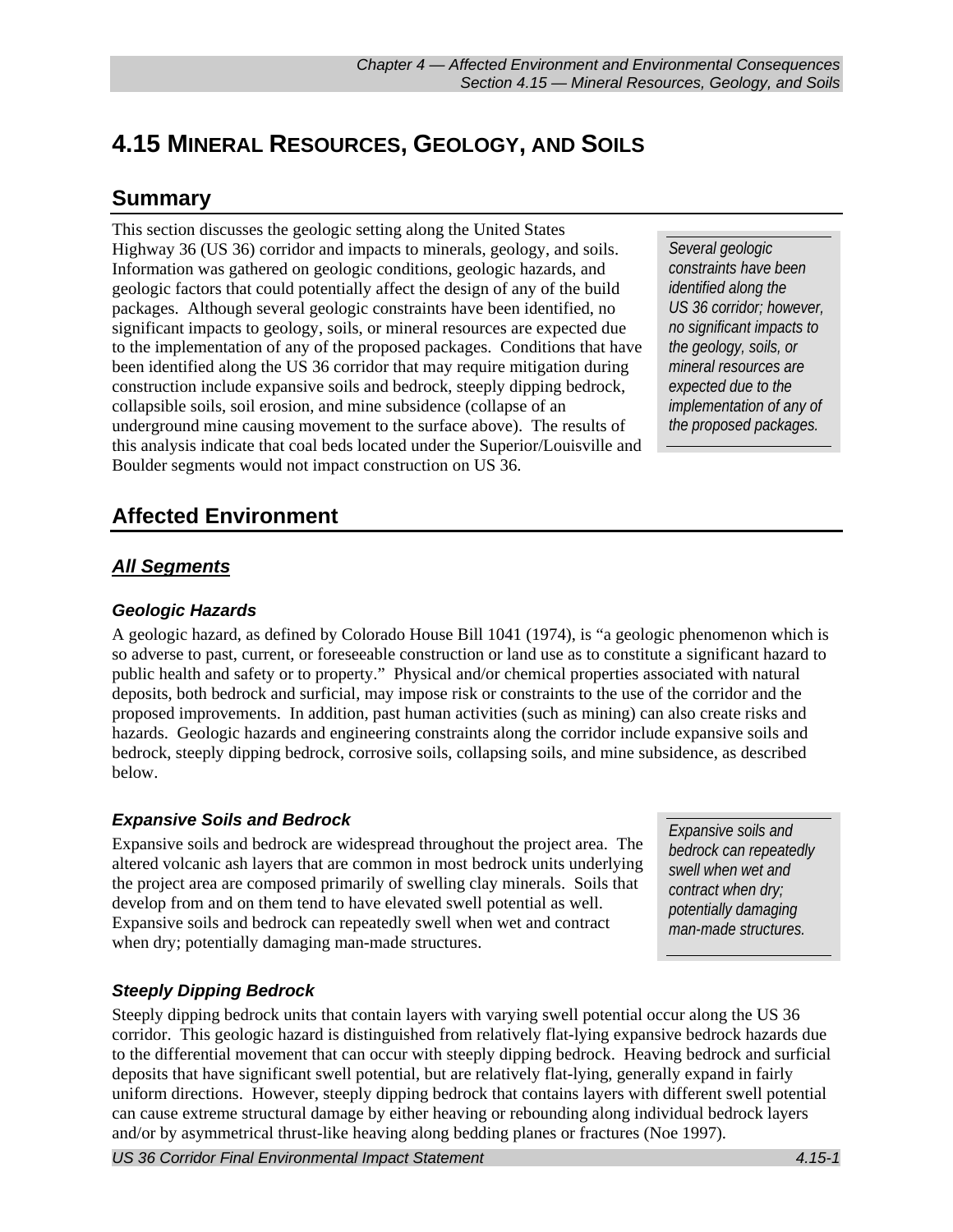# 4.15 Mineral Resources, Geology, and Soils

## Summary

This section discusses the geologic setting along the United States Highway 36 (US 36) corridor and impacts to minerals, geology, and soils. Information was gathered on geologic conditions, geologic hazards, and geologic factors that could potentially affect the design of any of the build packages. Although several geologic constraints have been identified, no significant impacts to geology, soils, or mineral resources are expected due to the implementation of any of the proposed packages. Conditions that have been identified along the US 36 corridor that may require mitigation during construction include expansive soils and bedrock, steeply dipping bedrock, collapsible soils, soil erosion, and mine subsidence (collapse of an underground mine causing movement to the surface above). The results of this analysis indicate that coal beds located under the Superior/Louisville and Boulder segments would not impact construction on US 36.

*Several geologic constraints have been identified along the US 36 corridor; however, no significant impacts to the geology, soils, or mineral resources are expected due to the implementation of any of the proposed packages.*

## Affected Environment

### *All Segments*

#### Geologic Hazards

A geologic hazard, as defined by Colorado House Bill 1041 (1974), is "a geologic phenomenon which is so adverse to past, current, or foreseeable construction or land use as to constitute a significant hazard to public health and safety or to property." Physical and/or chemical properties associated with natural deposits, both bedrock and surficial, may impose risk or constraints to the use of the corridor and the proposed improvements. In addition, past human activities (such as mining) can also create risks and hazards. Geologic hazards and engineering constraints along the corridor include expansive soils and bedrock, steeply dipping bedrock, corrosive soils, collapsing soils, and mine subsidence, as described below.

#### Expansive Soils and Bedrock

Expansive soils and bedrock are widespread throughout the project area. The altered volcanic ash layers that are common in most bedrock units underlying the project area are composed primarily of swelling clay minerals. Soils that develop from and on them tend to have elevated swell potential as well. Expansive soils and bedrock can repeatedly swell when wet and contract when dry; potentially damaging man-made structures.

*Expansive soils and bedrock can repeatedly swell when wet and contract when dry; potentially damaging man-made structures.*

#### Steeply Dipping Bedrock

Steeply dipping bedrock units that contain layers with varying swell potential occur along the US 36 corridor. This geologic hazard is distinguished from relatively flat-lying expansive bedrock hazards due to the differential movement that can occur with steeply dipping bedrock. Heaving bedrock and surficial deposits that have significant swell potential, but are relatively flat-lying, generally expand in fairly uniform directions. However, steeply dipping bedrock that contains layers with different swell potential can cause extreme structural damage by either heaving or rebounding along individual bedrock layers and/or by asymmetrical thrust-like heaving along bedding planes or fractures (Noe 1997).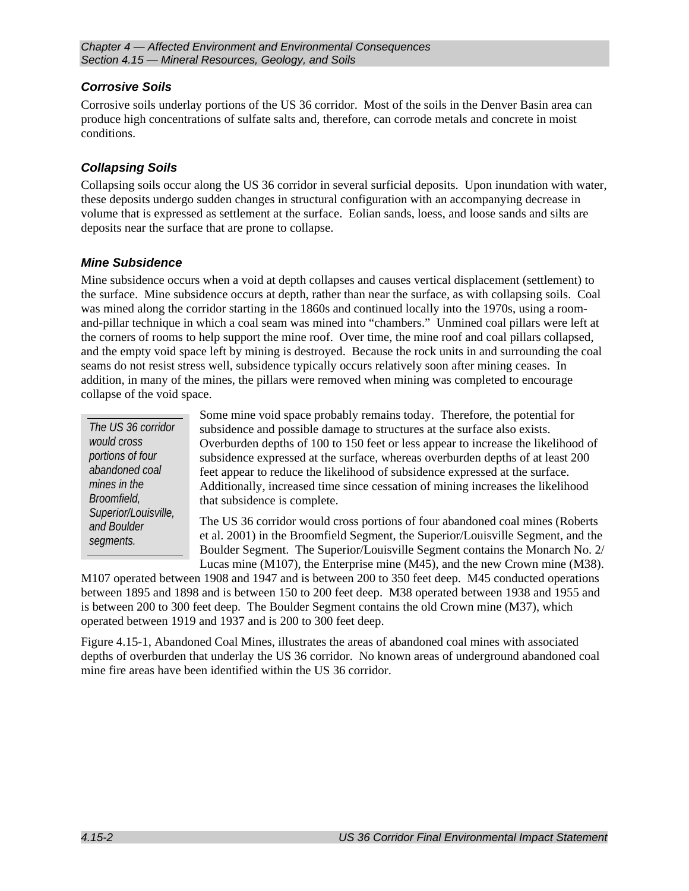### Corrosive Soils

Corrosive soils underlay portions of the US 36 corridor. Most of the soils in the Denver Basin area can produce high concentrations of sulfate salts and, therefore, can corrode metals and concrete in moist conditions.

### Collapsing Soils

Collapsing soils occur along the US 36 corridor in several surficial deposits. Upon inundation with water, these deposits undergo sudden changes in structural configuration with an accompanying decrease in volume that is expressed as settlement at the surface. Eolian sands, loess, and loose sands and silts are deposits near the surface that are prone to collapse.

### Mine Subsidence

Mine subsidence occurs when a void at depth collapses and causes vertical displacement (settlement) to the surface. Mine subsidence occurs at depth, rather than near the surface, as with collapsing soils. Coal was mined along the corridor starting in the 1860s and continued locally into the 1970s, using a room-and-pillar technique in which a coal seam was mined into "chambers." Unmined coal pillars were left at the corners of rooms to help support the mine roof. Over time, the mine roof and coal pillars collapsed, and the empty void space left by mining is destroyed. Because the rock units in and surrounding the coal seams do not resist stress well, subsidence typically occurs relatively soon after mining ceases. In addition, in many of the mines, the pillars were removed when mining was completed to encourage collapse of the void space.

> *The US 36 corridor would cross portions of four abandoned coal mines in the Broomfield, Superior/Louisville, and Boulder segments.*

Some mine void space probably remains today. Therefore, the potential for subsidence and possible damage to structures at the surface also exists. Overburden depths of 100 to 150 feet or less appear to increase the likelihood of subsidence expressed at the surface, whereas overburden depths of at least 200 feet appear to reduce the likelihood of subsidence expressed at the surface. Additionally, increased time since cessation of mining increases the likelihood that subsidence is complete.

The US 36 corridor would cross portions of four abandoned coal mines (Roberts et al. 2001) in the Broomfield Segment, the Superior/Louisville Segment, and the Boulder Segment. The Superior/Louisville Segment contains the Monarch No. 2/ Lucas mine (M107), the Enterprise mine (M45), and the new Crown mine (M38). M107 operated between 1908 and 1947 and is between 200 to 350 feet deep. M45 conducted operations between 1895 and 1898 and is between 150 to 200 feet deep. M38 operated between 1938 and 1955 and is between 200 to 300 feet deep. The Boulder Segment contains the old Crown mine (M37), which operated between 1919 and 1937 and is 200 to 300 feet deep.

Figure 4.15-1, Abandoned Coal Mines, illustrates the areas of abandoned coal mines with associated depths of overburden that underlay the US 36 corridor. No known areas of underground abandoned coal mine fire areas have been identified within the US 36 corridor.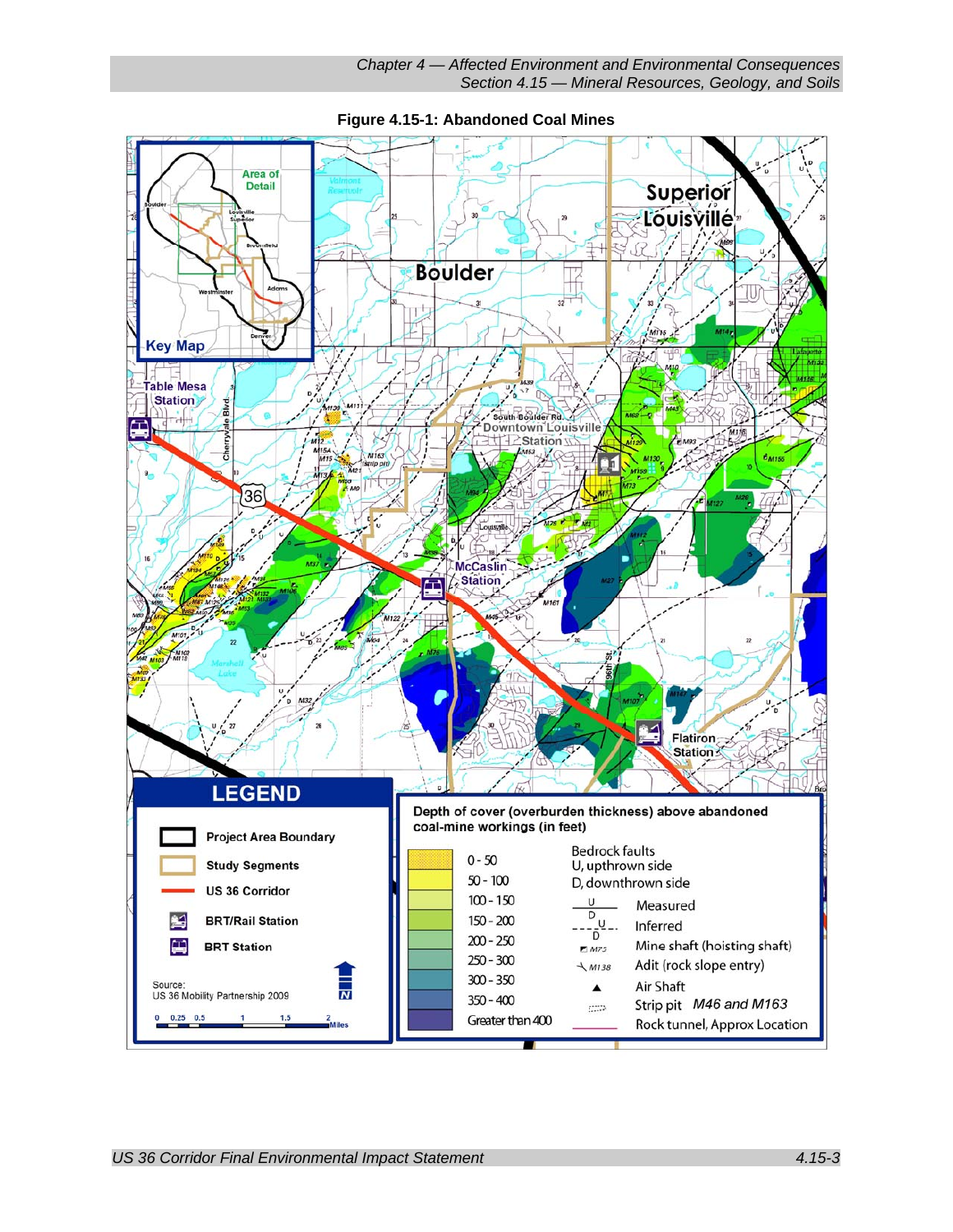**Figure 4.15-1: Abandoned Coal Mines**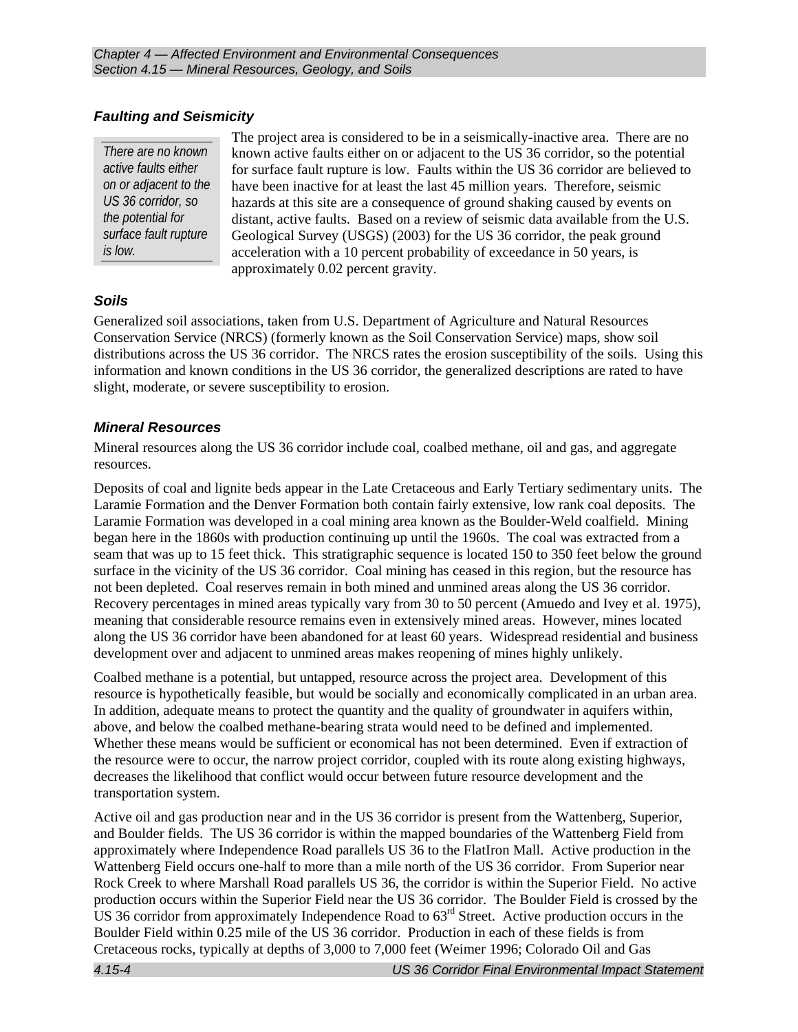### *Faulting and Seismicity*

> *There are no known active faults either on or adjacent to the US 36 corridor, so the potential for surface fault rupture is low.*

The project area is considered to be in a seismically-inactive area. There are no known active faults either on or adjacent to the US 36 corridor, so the potential for surface fault rupture is low. Faults within the US 36 corridor are believed to have been inactive for at least the last 45 million years. Therefore, seismic hazards at this site are a consequence of ground shaking caused by events on distant, active faults. Based on a review of seismic data available from the U.S. Geological Survey (USGS) (2003) for the US 36 corridor, the peak ground acceleration with a 10 percent probability of exceedance in 50 years, is approximately 0.02 percent gravity.

### *Soils*

Generalized soil associations, taken from U.S. Department of Agriculture and Natural Resources Conservation Service (NRCS) (formerly known as the Soil Conservation Service) maps, show soil distributions across the US 36 corridor. The NRCS rates the erosion susceptibility of the soils. Using this information and known conditions in the US 36 corridor, the generalized descriptions are rated to have slight, moderate, or severe susceptibility to erosion.

### *Mineral Resources*

Mineral resources along the US 36 corridor include coal, coalbed methane, oil and gas, and aggregate resources.

Deposits of coal and lignite beds appear in the Late Cretaceous and Early Tertiary sedimentary units. The Laramie Formation and the Denver Formation both contain fairly extensive, low rank coal deposits. The Laramie Formation was developed in a coal mining area known as the Boulder-Weld coalfield. Mining began here in the 1860s with production continuing up until the 1960s. The coal was extracted from a seam that was up to 15 feet thick. This stratigraphic sequence is located 150 to 350 feet below the ground surface in the vicinity of the US 36 corridor. Coal mining has ceased in this region, but the resource has not been depleted. Coal reserves remain in both mined and unmined areas along the US 36 corridor. Recovery percentages in mined areas typically vary from 30 to 50 percent (Amuedo and Ivey et al. 1975), meaning that considerable resource remains even in extensively mined areas. However, mines located along the US 36 corridor have been abandoned for at least 60 years. Widespread residential and business development over and adjacent to unmined areas makes reopening of mines highly unlikely.

Coalbed methane is a potential, but untapped, resource across the project area. Development of this resource is hypothetically feasible, but would be socially and economically complicated in an urban area. In addition, adequate means to protect the quantity and the quality of groundwater in aquifers within, above, and below the coalbed methane-bearing strata would need to be defined and implemented. Whether these means would be sufficient or economical has not been determined. Even if extraction of the resource were to occur, the narrow project corridor, coupled with its route along existing highways, decreases the likelihood that conflict would occur between future resource development and the transportation system.

Active oil and gas production near and in the US 36 corridor is present from the Wattenberg, Superior, and Boulder fields. The US 36 corridor is within the mapped boundaries of the Wattenberg Field from approximately where Independence Road parallels US 36 to the FlatIron Mall. Active production in the Wattenberg Field occurs one-half to more than a mile north of the US 36 corridor. From Superior near Rock Creek to where Marshall Road parallels US 36, the corridor is within the Superior Field. No active production occurs within the Superior Field near the US 36 corridor. The Boulder Field is crossed by the US 36 corridor from approximately Independence Road to 63rd Street. Active production occurs in the Boulder Field within 0.25 mile of the US 36 corridor. Production in each of these fields is from Cretaceous rocks, typically at depths of 3,000 to 7,000 feet (Weimer 1996; Colorado Oil and Gas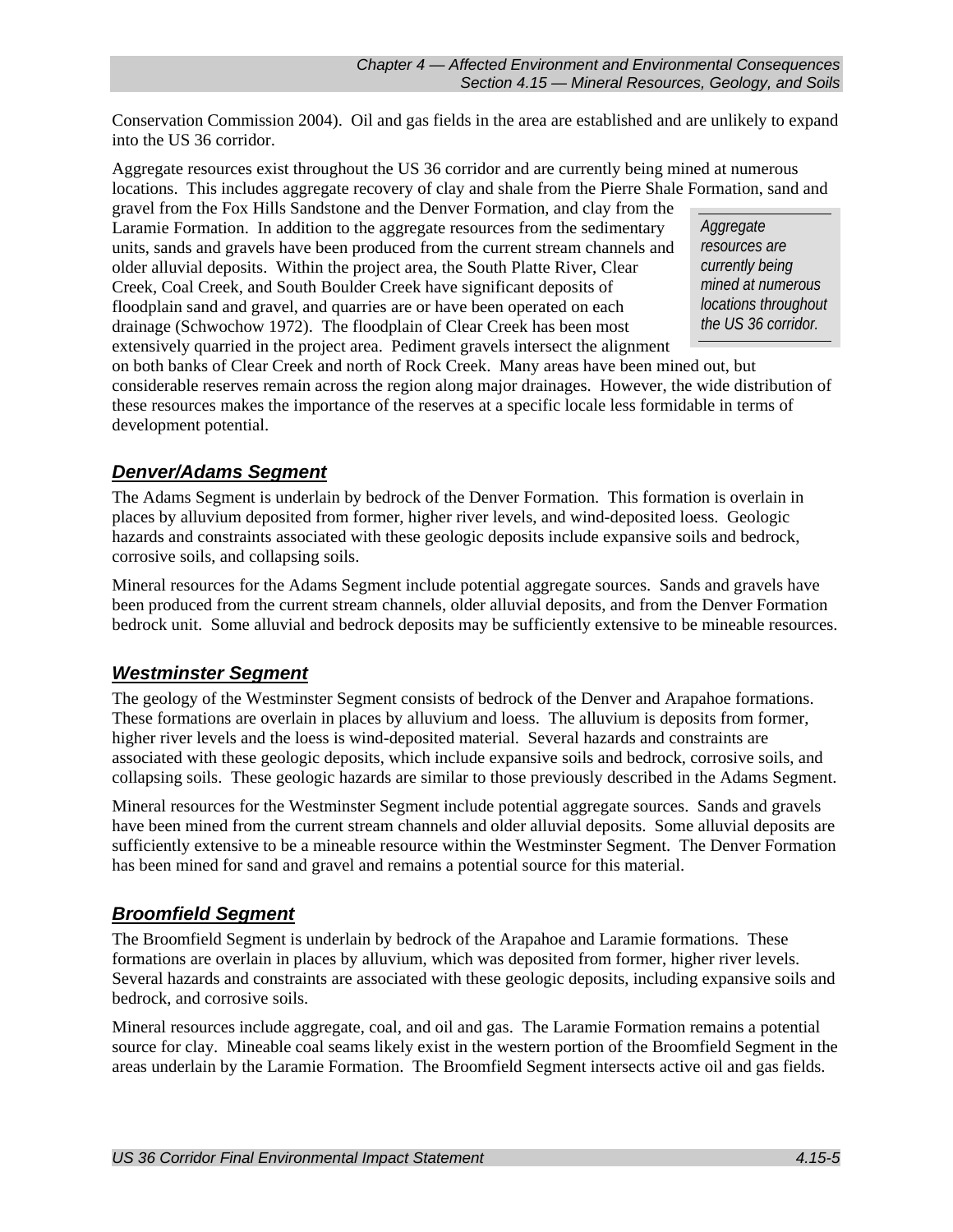Conservation Commission 2004). Oil and gas fields in the area are established and are unlikely to expand into the US 36 corridor.

Aggregate resources exist throughout the US 36 corridor and are currently being mined at numerous locations. This includes aggregate recovery of clay and shale from the Pierre Shale Formation, sand and gravel from the Fox Hills Sandstone and the Denver Formation, and clay from the Laramie Formation. In addition to the aggregate resources from the sedimentary units, sands and gravels have been produced from the current stream channels and older alluvial deposits. Within the project area, the South Platte River, Clear Creek, Coal Creek, and South Boulder Creek have significant deposits of floodplain sand and gravel, and quarries are or have been operated on each drainage (Schwochow 1972). The floodplain of Clear Creek has been most extensively quarried in the project area. Pediment gravels intersect the alignment on both banks of Clear Creek and north of Rock Creek. Many areas have been mined out, but considerable reserves remain across the region along major drainages. However, the wide distribution of these resources makes the importance of the reserves at a specific locale less formidable in terms of development potential.

> *Aggregate resources are currently being mined at numerous locations throughout the US 36 corridor.*

## ***Denver/Adams Segment***

The Adams Segment is underlain by bedrock of the Denver Formation. This formation is overlain in places by alluvium deposited from former, higher river levels, and wind-deposited loess. Geologic hazards and constraints associated with these geologic deposits include expansive soils and bedrock, corrosive soils, and collapsing soils.

Mineral resources for the Adams Segment include potential aggregate sources. Sands and gravels have been produced from the current stream channels, older alluvial deposits, and from the Denver Formation bedrock unit. Some alluvial and bedrock deposits may be sufficiently extensive to be mineable resources.

## ***Westminster Segment***

The geology of the Westminster Segment consists of bedrock of the Denver and Arapahoe formations. These formations are overlain in places by alluvium and loess. The alluvium is deposits from former, higher river levels and the loess is wind-deposited material. Several hazards and constraints are associated with these geologic deposits, which include expansive soils and bedrock, corrosive soils, and collapsing soils. These geologic hazards are similar to those previously described in the Adams Segment.

Mineral resources for the Westminster Segment include potential aggregate sources. Sands and gravels have been mined from the current stream channels and older alluvial deposits. Some alluvial deposits are sufficiently extensive to be a mineable resource within the Westminster Segment. The Denver Formation has been mined for sand and gravel and remains a potential source for this material.

## ***Broomfield Segment***

The Broomfield Segment is underlain by bedrock of the Arapahoe and Laramie formations. These formations are overlain in places by alluvium, which was deposited from former, higher river levels. Several hazards and constraints are associated with these geologic deposits, including expansive soils and bedrock, and corrosive soils.

Mineral resources include aggregate, coal, and oil and gas. The Laramie Formation remains a potential source for clay. Mineable coal seams likely exist in the western portion of the Broomfield Segment in the areas underlain by the Laramie Formation. The Broomfield Segment intersects active oil and gas fields.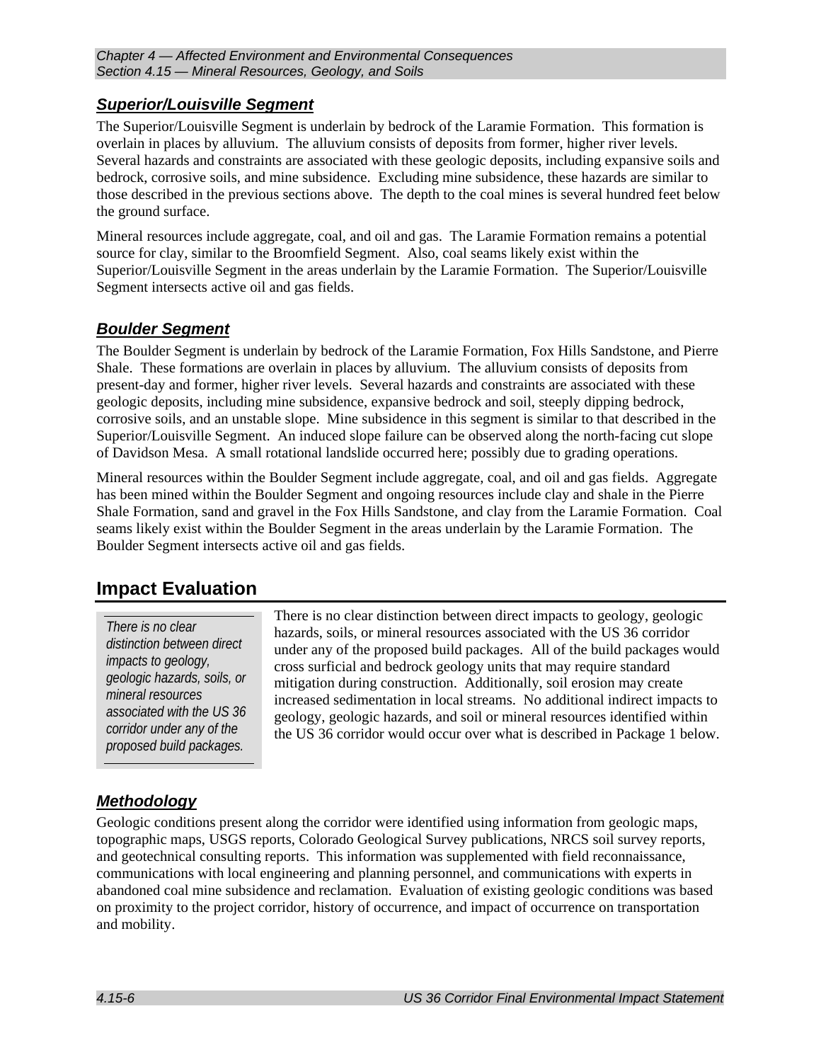### *Superior/Louisville Segment*

The Superior/Louisville Segment is underlain by bedrock of the Laramie Formation. This formation is overlain in places by alluvium. The alluvium consists of deposits from former, higher river levels. Several hazards and constraints are associated with these geologic deposits, including expansive soils and bedrock, corrosive soils, and mine subsidence. Excluding mine subsidence, these hazards are similar to those described in the previous sections above. The depth to the coal mines is several hundred feet below the ground surface.

Mineral resources include aggregate, coal, and oil and gas. The Laramie Formation remains a potential source for clay, similar to the Broomfield Segment. Also, coal seams likely exist within the Superior/Louisville Segment in the areas underlain by the Laramie Formation. The Superior/Louisville Segment intersects active oil and gas fields.

### *Boulder Segment*

The Boulder Segment is underlain by bedrock of the Laramie Formation, Fox Hills Sandstone, and Pierre Shale. These formations are overlain in places by alluvium. The alluvium consists of deposits from present-day and former, higher river levels. Several hazards and constraints are associated with these geologic deposits, including mine subsidence, expansive bedrock and soil, steeply dipping bedrock, corrosive soils, and an unstable slope. Mine subsidence in this segment is similar to that described in the Superior/Louisville Segment. An induced slope failure can be observed along the north-facing cut slope of Davidson Mesa. A small rotational landslide occurred here; possibly due to grading operations.

Mineral resources within the Boulder Segment include aggregate, coal, and oil and gas fields. Aggregate has been mined within the Boulder Segment and ongoing resources include clay and shale in the Pierre Shale Formation, sand and gravel in the Fox Hills Sandstone, and clay from the Laramie Formation. Coal seams likely exist within the Boulder Segment in the areas underlain by the Laramie Formation. The Boulder Segment intersects active oil and gas fields.

## Impact Evaluation

*There is no clear distinction between direct impacts to geology, geologic hazards, soils, or mineral resources associated with the US 36 corridor under any of the proposed build packages.*

There is no clear distinction between direct impacts to geology, geologic hazards, soils, or mineral resources associated with the US 36 corridor under any of the proposed build packages. All of the build packages would cross surficial and bedrock geology units that may require standard mitigation during construction. Additionally, soil erosion may create increased sedimentation in local streams. No additional indirect impacts to geology, geologic hazards, and soil or mineral resources identified within the US 36 corridor would occur over what is described in Package 1 below.

### *Methodology*

Geologic conditions present along the corridor were identified using information from geologic maps, topographic maps, USGS reports, Colorado Geological Survey publications, NRCS soil survey reports, and geotechnical consulting reports. This information was supplemented with field reconnaissance, communications with local engineering and planning personnel, and communications with experts in abandoned coal mine subsidence and reclamation. Evaluation of existing geologic conditions was based on proximity to the project corridor, history of occurrence, and impact of occurrence on transportation and mobility.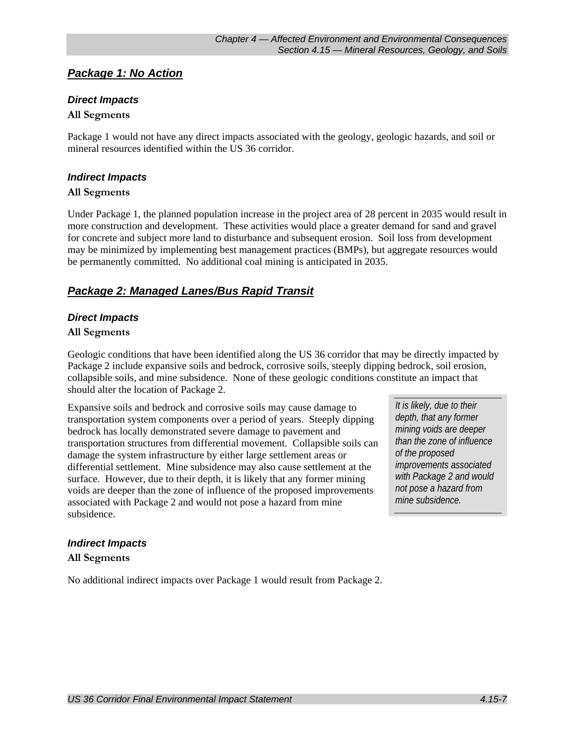## ***Package 1: No Action***

### *Direct Impacts*

**All Segments**

Package 1 would not have any direct impacts associated with the geology, geologic hazards, and soil or mineral resources identified within the US 36 corridor.

### *Indirect Impacts*

**All Segments**

Under Package 1, the planned population increase in the project area of 28 percent in 2035 would result in more construction and development. These activities would place a greater demand for sand and gravel for concrete and subject more land to disturbance and subsequent erosion. Soil loss from development may be minimized by implementing best management practices (BMPs), but aggregate resources would be permanently committed. No additional coal mining is anticipated in 2035.

## ***Package 2: Managed Lanes/Bus Rapid Transit***

### *Direct Impacts*

**All Segments**

Geologic conditions that have been identified along the US 36 corridor that may be directly impacted by Package 2 include expansive soils and bedrock, corrosive soils, steeply dipping bedrock, soil erosion, collapsible soils, and mine subsidence. None of these geologic conditions constitute an impact that should alter the location of Package 2.

Expansive soils and bedrock and corrosive soils may cause damage to transportation system components over a period of years. Steeply dipping bedrock has locally demonstrated severe damage to pavement and transportation structures from differential movement. Collapsible soils can damage the system infrastructure by either large settlement areas or differential settlement. Mine subsidence may also cause settlement at the surface. However, due to their depth, it is likely that any former mining voids are deeper than the zone of influence of the proposed improvements associated with Package 2 and would not pose a hazard from mine subsidence.

*It is likely, due to their depth, that any former mining voids are deeper than the zone of influence of the proposed improvements associated with Package 2 and would not pose a hazard from mine subsidence.*

### *Indirect Impacts*

**All Segments**

No additional indirect impacts over Package 1 would result from Package 2.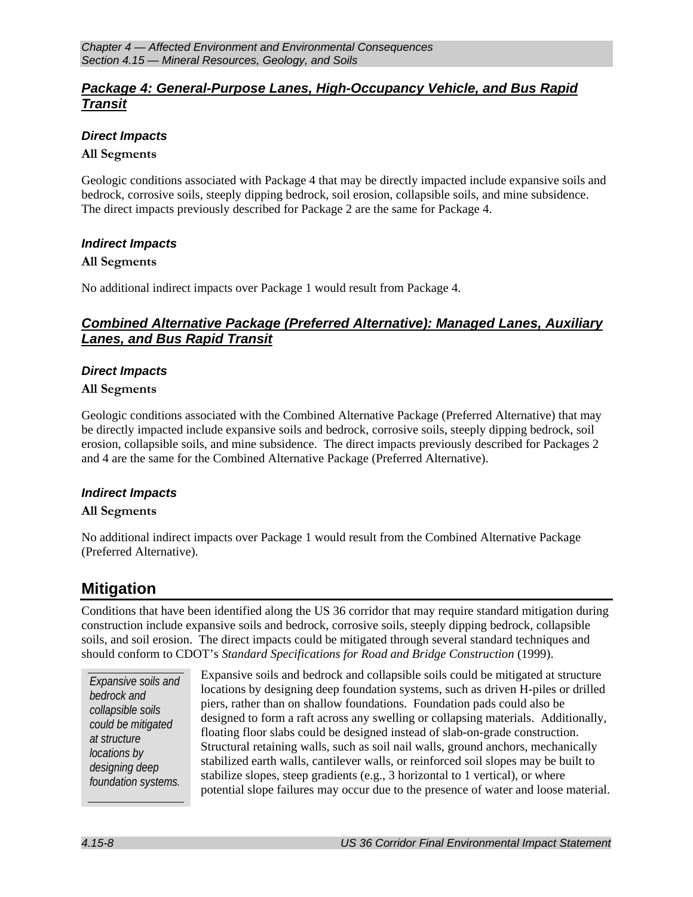### ***Package 4: General-Purpose Lanes, High-Occupancy Vehicle, and Bus Rapid Transit***

#### *Direct Impacts*

**All Segments**

Geologic conditions associated with Package 4 that may be directly impacted include expansive soils and bedrock, corrosive soils, steeply dipping bedrock, soil erosion, collapsible soils, and mine subsidence. The direct impacts previously described for Package 2 are the same for Package 4.

#### *Indirect Impacts*

**All Segments**

No additional indirect impacts over Package 1 would result from Package 4.

### ***Combined Alternative Package (Preferred Alternative): Managed Lanes, Auxiliary Lanes, and Bus Rapid Transit***

#### *Direct Impacts*

**All Segments**

Geologic conditions associated with the Combined Alternative Package (Preferred Alternative) that may be directly impacted include expansive soils and bedrock, corrosive soils, steeply dipping bedrock, soil erosion, collapsible soils, and mine subsidence. The direct impacts previously described for Packages 2 and 4 are the same for the Combined Alternative Package (Preferred Alternative).

#### *Indirect Impacts*

**All Segments**

No additional indirect impacts over Package 1 would result from the Combined Alternative Package (Preferred Alternative).

## Mitigation

Conditions that have been identified along the US 36 corridor that may require standard mitigation during construction include expansive soils and bedrock, corrosive soils, steeply dipping bedrock, collapsible soils, and soil erosion. The direct impacts could be mitigated through several standard techniques and should conform to CDOT's *Standard Specifications for Road and Bridge Construction* (1999).

*Expansive soils and bedrock and collapsible soils could be mitigated at structure locations by designing deep foundation systems.*

Expansive soils and bedrock and collapsible soils could be mitigated at structure locations by designing deep foundation systems, such as driven H-piles or drilled piers, rather than on shallow foundations. Foundation pads could also be designed to form a raft across any swelling or collapsing materials. Additionally, floating floor slabs could be designed instead of slab-on-grade construction. Structural retaining walls, such as soil nail walls, ground anchors, mechanically stabilized earth walls, cantilever walls, or reinforced soil slopes may be built to stabilize slopes, steep gradients (e.g., 3 horizontal to 1 vertical), or where potential slope failures may occur due to the presence of water and loose material.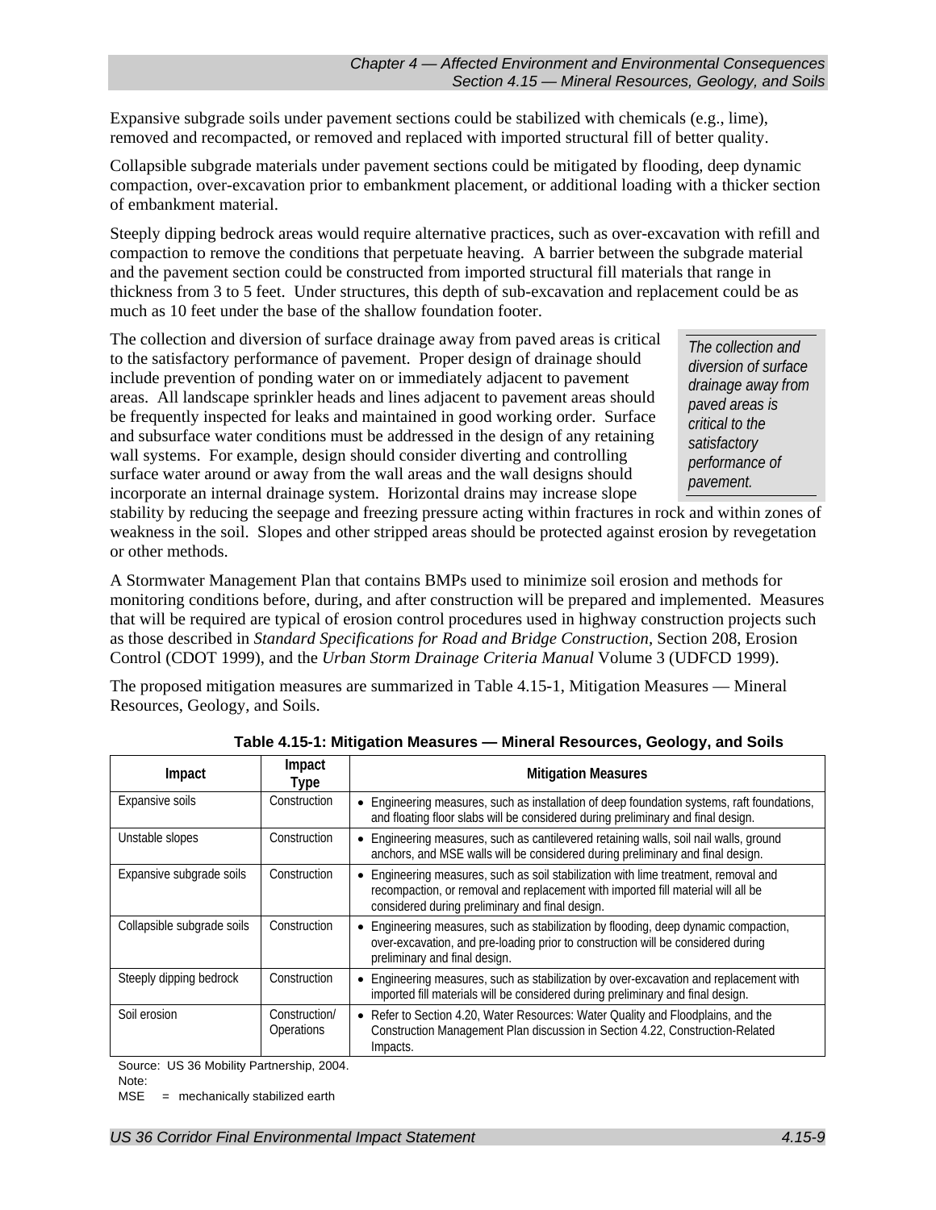Expansive subgrade soils under pavement sections could be stabilized with chemicals (e.g., lime), removed and recompacted, or removed and replaced with imported structural fill of better quality.

Collapsible subgrade materials under pavement sections could be mitigated by flooding, deep dynamic compaction, over-excavation prior to embankment placement, or additional loading with a thicker section of embankment material.

Steeply dipping bedrock areas would require alternative practices, such as over-excavation with refill and compaction to remove the conditions that perpetuate heaving. A barrier between the subgrade material and the pavement section could be constructed from imported structural fill materials that range in thickness from 3 to 5 feet. Under structures, this depth of sub-excavation and replacement could be as much as 10 feet under the base of the shallow foundation footer.

The collection and diversion of surface drainage away from paved areas is critical to the satisfactory performance of pavement. Proper design of drainage should include prevention of ponding water on or immediately adjacent to pavement areas. All landscape sprinkler heads and lines adjacent to pavement areas should be frequently inspected for leaks and maintained in good working order. Surface and subsurface water conditions must be addressed in the design of any retaining wall systems. For example, design should consider diverting and controlling surface water around or away from the wall areas and the wall designs should incorporate an internal drainage system. Horizontal drains may increase slope stability by reducing the seepage and freezing pressure acting within fractures in rock and within zones of weakness in the soil. Slopes and other stripped areas should be protected against erosion by revegetation or other methods.

*The collection and diversion of surface drainage away from paved areas is critical to the satisfactory performance of pavement.*

A Stormwater Management Plan that contains BMPs used to minimize soil erosion and methods for monitoring conditions before, during, and after construction will be prepared and implemented. Measures that will be required are typical of erosion control procedures used in highway construction projects such as those described in *Standard Specifications for Road and Bridge Construction,* Section 208, Erosion Control (CDOT 1999), and the *Urban Storm Drainage Criteria Manual* Volume 3 (UDFCD 1999).

The proposed mitigation measures are summarized in Table 4.15-1, Mitigation Measures — Mineral Resources, Geology, and Soils.

**Table 4.15-1: Mitigation Measures — Mineral Resources, Geology, and Soils**

| Impact | Impact Type | Mitigation Measures |
|---|---|---|
| Expansive soils | Construction | • Engineering measures, such as installation of deep foundation systems, raft foundations, and floating floor slabs will be considered during preliminary and final design. |
| Unstable slopes | Construction | • Engineering measures, such as cantilevered retaining walls, soil nail walls, ground anchors, and MSE walls will be considered during preliminary and final design. |
| Expansive subgrade soils | Construction | • Engineering measures, such as soil stabilization with lime treatment, removal and recompaction, or removal and replacement with imported fill material will all be considered during preliminary and final design. |
| Collapsible subgrade soils | Construction | • Engineering measures, such as stabilization by flooding, deep dynamic compaction, over-excavation, and pre-loading prior to construction will be considered during preliminary and final design. |
| Steeply dipping bedrock | Construction | • Engineering measures, such as stabilization by over-excavation and replacement with imported fill materials will be considered during preliminary and final design. |
| Soil erosion | Construction/ Operations | • Refer to Section 4.20, Water Resources: Water Quality and Floodplains, and the Construction Management Plan discussion in Section 4.22, Construction-Related Impacts. |

Source: US 36 Mobility Partnership, 2004.

Note:

MSE = mechanically stabilized earth